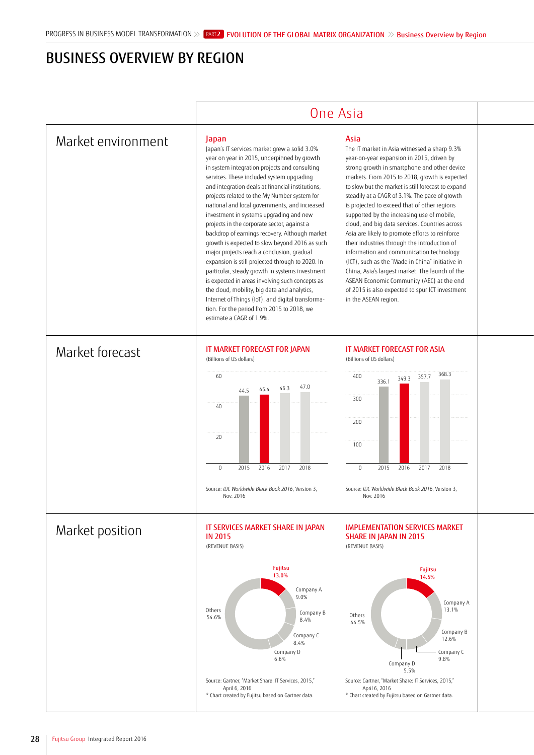# BUSINESS OVERVIEW BY REGION

## One Asia

### Market environment

#### Japan

Japan's IT services market grew a solid 3.0% year on year in 2015, underpinned by growth in system integration projects and consulting services. These included system upgrading and integration deals at financial institutions, projects related to the My Number system for national and local governments, and increased investment in systems upgrading and new projects in the corporate sector, against a backdrop of earnings recovery. Although market growth is expected to slow beyond 2016 as such major projects reach a conclusion, gradual expansion is still projected through to 2020. In particular, steady growth in systems investment is expected in areas involving such concepts as the cloud, mobility, big data and analytics, Internet of Things (IoT), and digital transformation. For the period from 2015 to 2018, we estimate a CAGR of 1.9%.

#### Asia

The IT market in Asia witnessed a sharp 9.3% year-on-year expansion in 2015, driven by strong growth in smartphone and other device markets. From 2015 to 2018, growth is expected to slow but the market is still forecast to expand steadily at a CAGR of 3.1%. The pace of growth is projected to exceed that of other regions supported by the increasing use of mobile, cloud, and big data services. Countries across Asia are likely to promote efforts to reinforce their industries through the introduction of information and communication technology (ICT), such as the "Made in China" initiative in China, Asia's largest market. The launch of the ASEAN Economic Community (AEC) at the end of 2015 is also expected to spur ICT investment in the ASEAN region.

### Market forecast

#### IT MARKET FORECAST FOR JAPAN

(Billions of US dollars)

| 2015 | 2016 | 2017 | 2018 |
|---|---|---|---|
| 44.5 | 45.4 | 46.3 | 47.0 |

Source: *IDC Worldwide Black Book 2016*, Version 3, Nov. 2016

#### IT MARKET FORECAST FOR ASIA

(Billions of US dollars)

| 2015 | 2016 | 2017 | 2018 |
|---|---|---|---|
| 336.1 | 349.3 | 357.7 | 368.3 |

Source: *IDC Worldwide Black Book 2016*, Version 3, Nov. 2016

### Market position

#### IT SERVICES MARKET SHARE IN JAPAN IN 2015

(REVENUE BASIS)

| Company | Share |
|---|---|
| Fujitsu | 13.0% |
| Company A | 9.0% |
| Company B | 8.4% |
| Company C | 8.4% |
| Company D | 6.6% |
| Others | 54.6% |

Source: Gartner, "Market Share: IT Services, 2015," April 6, 2016
* Chart created by Fujitsu based on Gartner data.

#### IMPLEMENTATION SERVICES MARKET SHARE IN JAPAN IN 2015

(REVENUE BASIS)

| Company | Share |
|---|---|
| Fujitsu | 14.5% |
| Company A | 13.1% |
| Company B | 12.6% |
| Company C | 9.8% |
| Company D | 5.5% |
| Others | 44.5% |

Source: Gartner, "Market Share: IT Services, 2015," April 6, 2016
* Chart created by Fujitsu based on Gartner data.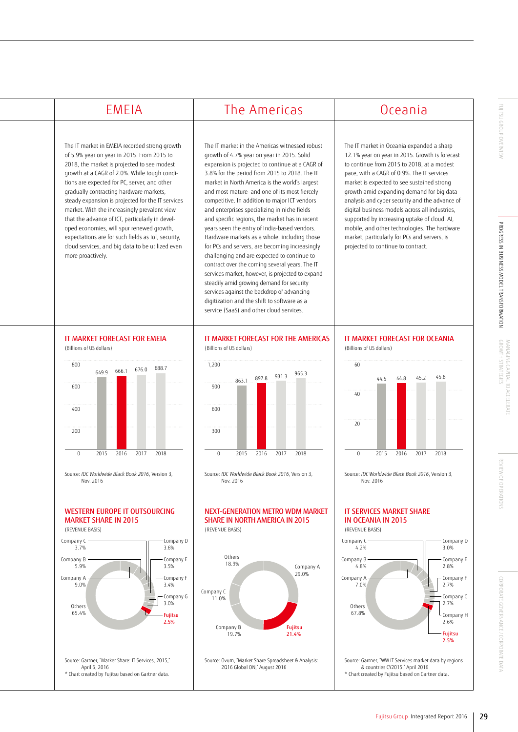## EMEIA

The IT market in EMEIA recorded strong growth of 5.9% year on year in 2015. From 2015 to 2018, the market is projected to see modest growth at a CAGR of 2.0%. While tough conditions are expected for PC, server, and other gradually contracting hardware markets, steady expansion is projected for the IT services market. With the increasingly prevalent view that the advance of ICT, particularly in developed economies, will spur renewed growth, expectations are for such fields as IoT, security, cloud services, and big data to be utilized even more proactively.

### IT MARKET FORECAST FOR EMEIA

(Billions of US dollars)

800
600
400
200
0

649.9
666.1
676.0
688.7

2015
2016
2017
2018

Source: *IDC Worldwide Black Book 2016*, Version 3, Nov. 2016

### WESTERN EUROPE IT OUTSOURCING MARKET SHARE IN 2015

(REVENUE BASIS)

Company C 3.7%
Company B 5.9%
Company A 9.0%
Others 65.4%
Company D 3.6%
Company E 3.5%
Company F 3.4%
Company G 3.0%
**Fujitsu 2.5%**

Source: Gartner, "Market Share: IT Services, 2015," April 6, 2016
* Chart created by Fujitsu based on Gartner data.

## The Americas

The IT market in the Americas witnessed robust growth of 4.7% year on year in 2015. Solid expansion is projected to continue at a CAGR of 3.8% for the period from 2015 to 2018. The IT market in North America is the world's largest and most mature—and one of its most fiercely competitive. In addition to major ICT vendors and enterprises specializing in niche fields and specific regions, the market has in recent years seen the entry of India-based vendors. Hardware markets as a whole, including those for PCs and servers, are becoming increasingly challenging and are expected to continue to contract over the coming several years. The IT services market, however, is projected to expand steadily amid growing demand for security services against the backdrop of advancing digitization and the shift to software as a service (SaaS) and other cloud services.

### IT MARKET FORECAST FOR THE AMERICAS

(Billions of US dollars)

1,200
900
600
300
0

863.1
897.8
931.3
965.3

2015
2016
2017
2018

Source: *IDC Worldwide Black Book 2016*, Version 3, Nov. 2016

### NEXT-GENERATION METRO WDM MARKET SHARE IN NORTH AMERICA IN 2015

(REVENUE BASIS)

Others 18.9%
Company A 29.0%
Company C 11.0%
Company B 19.7%
**Fujitsu 21.4%**

Source: Ovum, "Market Share Spreadsheet & Analysis: 2Q16 Global ON," August 2016

## Oceania

The IT market in Oceania expanded a sharp 12.1% year on year in 2015. Growth is forecast to continue from 2015 to 2018, at a modest pace, with a CAGR of 0.9%. The IT services market is expected to see sustained strong growth amid expanding demand for big data analysis and cyber security and the advance of digital business models across all industries, supported by increasing uptake of cloud, AI, mobile, and other technologies. The hardware market, particularly for PCs and servers, is projected to continue to contract.

### IT MARKET FORECAST FOR OCEANIA

(Billions of US dollars)

60
40
20
0

44.5
44.8
45.2
45.8

2015
2016
2017
2018

Source: *IDC Worldwide Black Book 2016*, Version 3, Nov. 2016

### IT SERVICES MARKET SHARE IN OCEANIA IN 2015

(REVENUE BASIS)

Company C 4.2%
Company B 4.8%
Company A 7.0%
Others 67.8%
Company D 3.0%
Company E 2.8%
Company F 2.7%
Company G 2.7%
Company H 2.6%
**Fujitsu 2.5%**

Source: Gartner, "WW IT Services market data by regions & countries CY2015," April 2016
* Chart created by Fujitsu based on Gartner data.